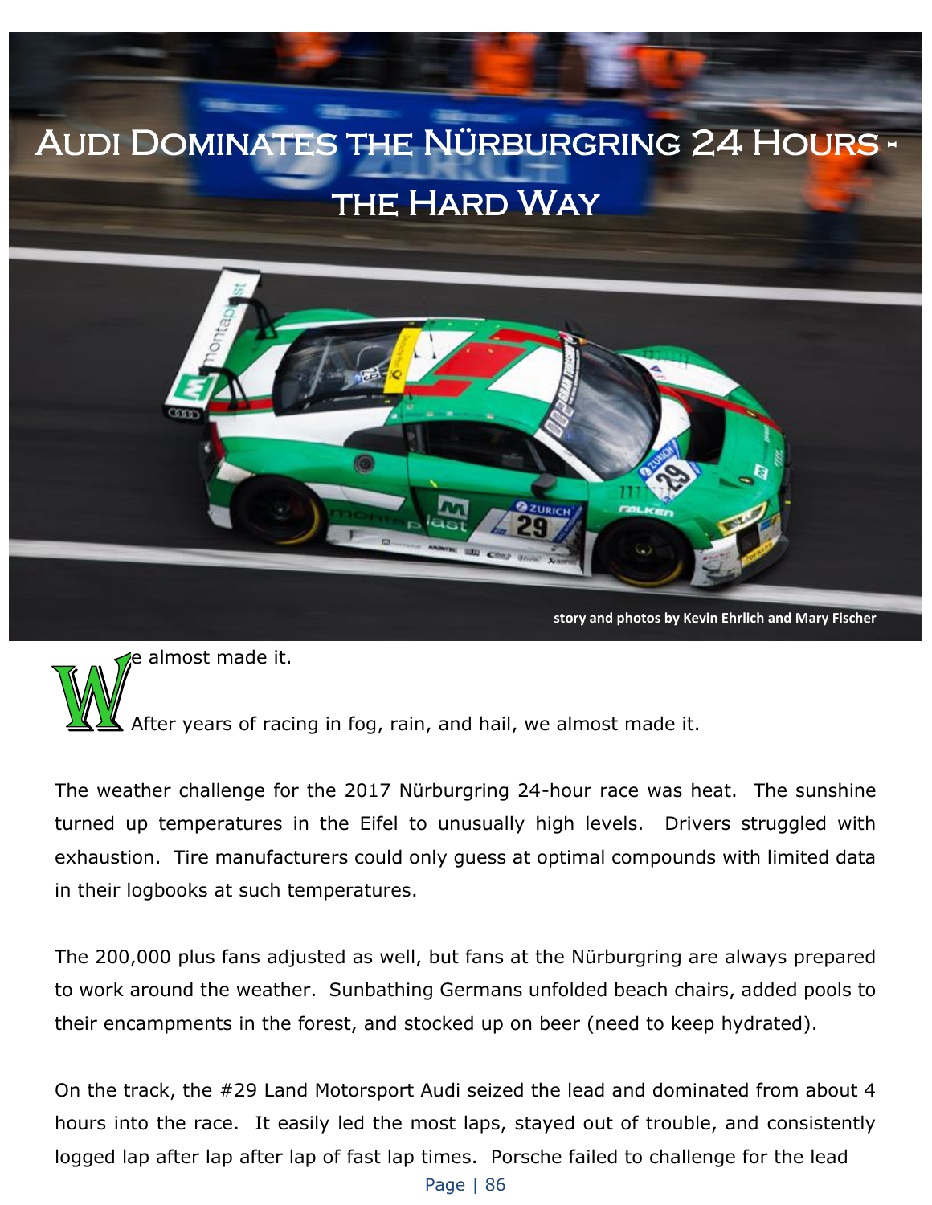# Audi Dominates the Nürburgring 24 Hours - the Hard Way

**story and photos by Kevin Ehrlich and Mary Fischer**

We almost made it.

After years of racing in fog, rain, and hail, we almost made it.

The weather challenge for the 2017 Nürburgring 24-hour race was heat. The sunshine turned up temperatures in the Eifel to unusually high levels. Drivers struggled with exhaustion. Tire manufacturers could only guess at optimal compounds with limited data in their logbooks at such temperatures.

The 200,000 plus fans adjusted as well, but fans at the Nürburgring are always prepared to work around the weather. Sunbathing Germans unfolded beach chairs, added pools to their encampments in the forest, and stocked up on beer (need to keep hydrated).

On the track, the #29 Land Motorsport Audi seized the lead and dominated from about 4 hours into the race. It easily led the most laps, stayed out of trouble, and consistently logged lap after lap after lap of fast lap times. Porsche failed to challenge for the lead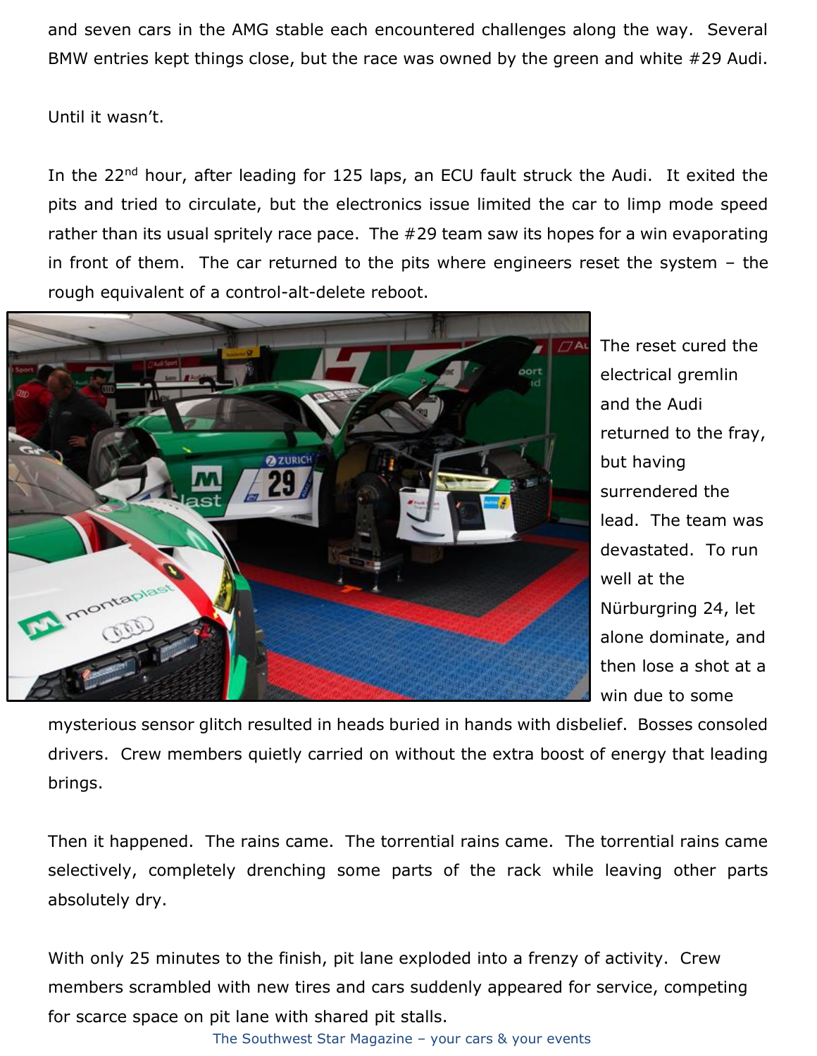and seven cars in the AMG stable each encountered challenges along the way. Several BMW entries kept things close, but the race was owned by the green and white #29 Audi.

Until it wasn't.

In the 22nd hour, after leading for 125 laps, an ECU fault struck the Audi. It exited the pits and tried to circulate, but the electronics issue limited the car to limp mode speed rather than its usual spritely race pace. The #29 team saw its hopes for a win evaporating in front of them. The car returned to the pits where engineers reset the system – the rough equivalent of a control-alt-delete reboot.

The reset cured the electrical gremlin and the Audi returned to the fray, but having surrendered the lead. The team was devastated. To run well at the Nürburgring 24, let alone dominate, and then lose a shot at a win due to some mysterious sensor glitch resulted in heads buried in hands with disbelief. Bosses consoled drivers. Crew members quietly carried on without the extra boost of energy that leading brings.

Then it happened. The rains came. The torrential rains came. The torrential rains came selectively, completely drenching some parts of the rack while leaving other parts absolutely dry.

With only 25 minutes to the finish, pit lane exploded into a frenzy of activity. Crew members scrambled with new tires and cars suddenly appeared for service, competing for scarce space on pit lane with shared pit stalls.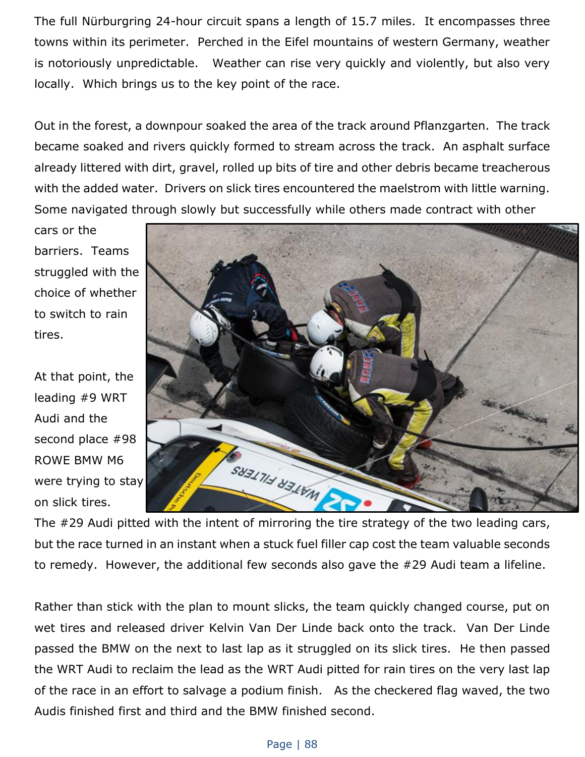The full Nürburgring 24-hour circuit spans a length of 15.7 miles. It encompasses three towns within its perimeter. Perched in the Eifel mountains of western Germany, weather is notoriously unpredictable. Weather can rise very quickly and violently, but also very locally. Which brings us to the key point of the race.

Out in the forest, a downpour soaked the area of the track around Pflanzgarten. The track became soaked and rivers quickly formed to stream across the track. An asphalt surface already littered with dirt, gravel, rolled up bits of tire and other debris became treacherous with the added water. Drivers on slick tires encountered the maelstrom with little warning. Some navigated through slowly but successfully while others made contract with other cars or the barriers. Teams struggled with the choice of whether to switch to rain tires.

At that point, the leading #9 WRT Audi and the second place #98 ROWE BMW M6 were trying to stay on slick tires.

The #29 Audi pitted with the intent of mirroring the tire strategy of the two leading cars, but the race turned in an instant when a stuck fuel filler cap cost the team valuable seconds to remedy. However, the additional few seconds also gave the #29 Audi team a lifeline.

Rather than stick with the plan to mount slicks, the team quickly changed course, put on wet tires and released driver Kelvin Van Der Linde back onto the track. Van Der Linde passed the BMW on the next to last lap as it struggled on its slick tires. He then passed the WRT Audi to reclaim the lead as the WRT Audi pitted for rain tires on the very last lap of the race in an effort to salvage a podium finish. As the checkered flag waved, the two Audis finished first and third and the BMW finished second.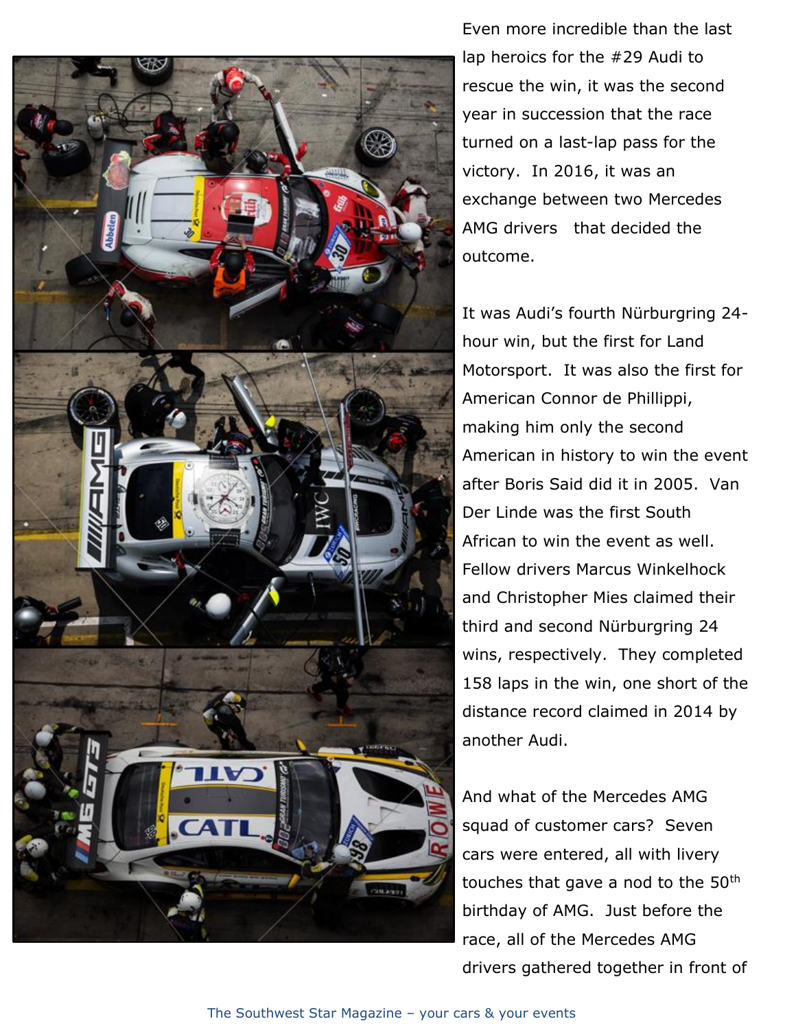Even more incredible than the last lap heroics for the #29 Audi to rescue the win, it was the second year in succession that the race turned on a last-lap pass for the victory. In 2016, it was an exchange between two Mercedes AMG drivers that decided the outcome.

It was Audi's fourth Nürburgring 24-hour win, but the first for Land Motorsport. It was also the first for American Connor de Phillippi, making him only the second American in history to win the event after Boris Said did it in 2005. Van Der Linde was the first South African to win the event as well. Fellow drivers Marcus Winkelhock and Christopher Mies claimed their third and second Nürburgring 24 wins, respectively. They completed 158 laps in the win, one short of the distance record claimed in 2014 by another Audi.

And what of the Mercedes AMG squad of customer cars? Seven cars were entered, all with livery touches that gave a nod to the 50th birthday of AMG. Just before the race, all of the Mercedes AMG drivers gathered together in front of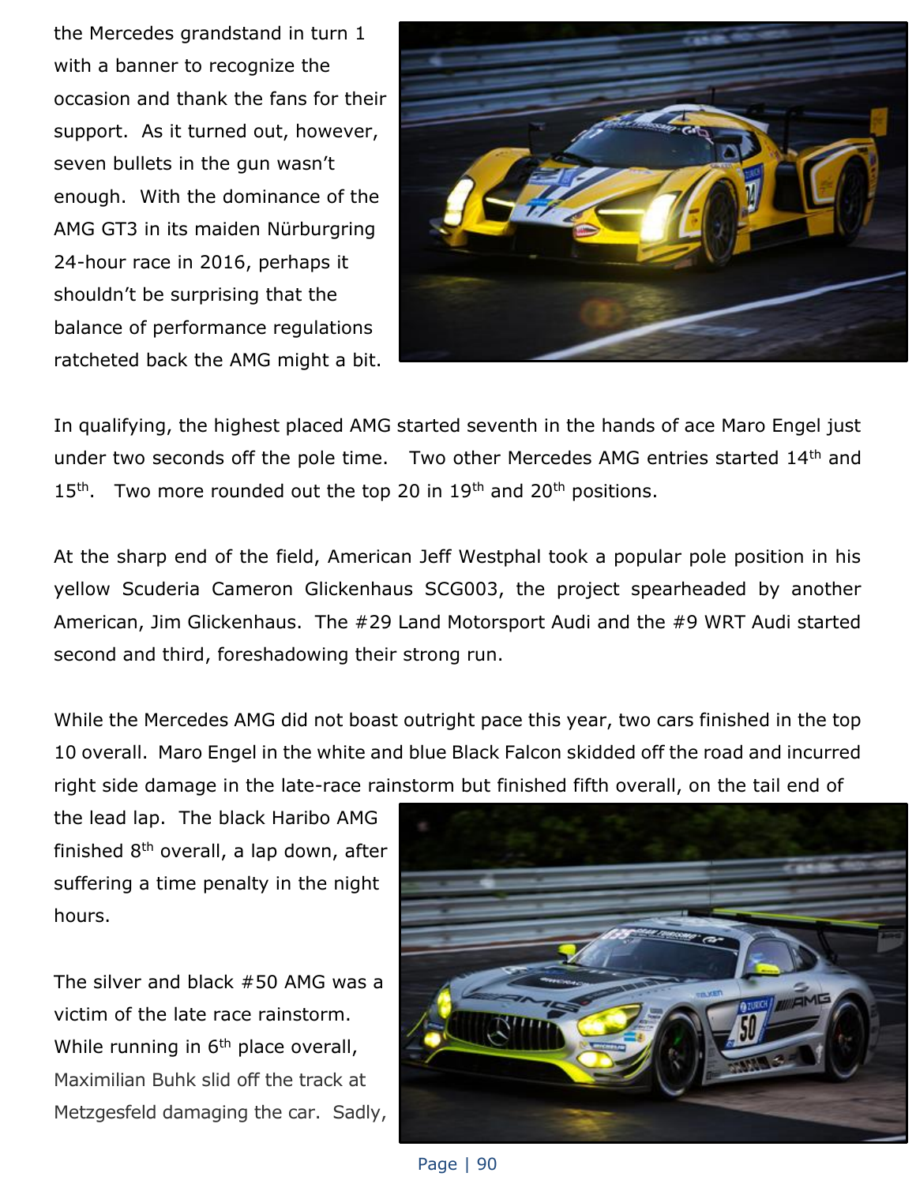the Mercedes grandstand in turn 1 with a banner to recognize the occasion and thank the fans for their support. As it turned out, however, seven bullets in the gun wasn't enough. With the dominance of the AMG GT3 in its maiden Nürburgring 24-hour race in 2016, perhaps it shouldn't be surprising that the balance of performance regulations ratcheted back the AMG might a bit.

In qualifying, the highest placed AMG started seventh in the hands of ace Maro Engel just under two seconds off the pole time. Two other Mercedes AMG entries started 14th and 15th. Two more rounded out the top 20 in 19th and 20th positions.

At the sharp end of the field, American Jeff Westphal took a popular pole position in his yellow Scuderia Cameron Glickenhaus SCG003, the project spearheaded by another American, Jim Glickenhaus. The #29 Land Motorsport Audi and the #9 WRT Audi started second and third, foreshadowing their strong run.

While the Mercedes AMG did not boast outright pace this year, two cars finished in the top 10 overall. Maro Engel in the white and blue Black Falcon skidded off the road and incurred right side damage in the late-race rainstorm but finished fifth overall, on the tail end of the lead lap. The black Haribo AMG finished 8th overall, a lap down, after suffering a time penalty in the night hours.

The silver and black #50 AMG was a victim of the late race rainstorm. While running in 6th place overall, Maximilian Buhk slid off the track at Metzgesfeld damaging the car. Sadly,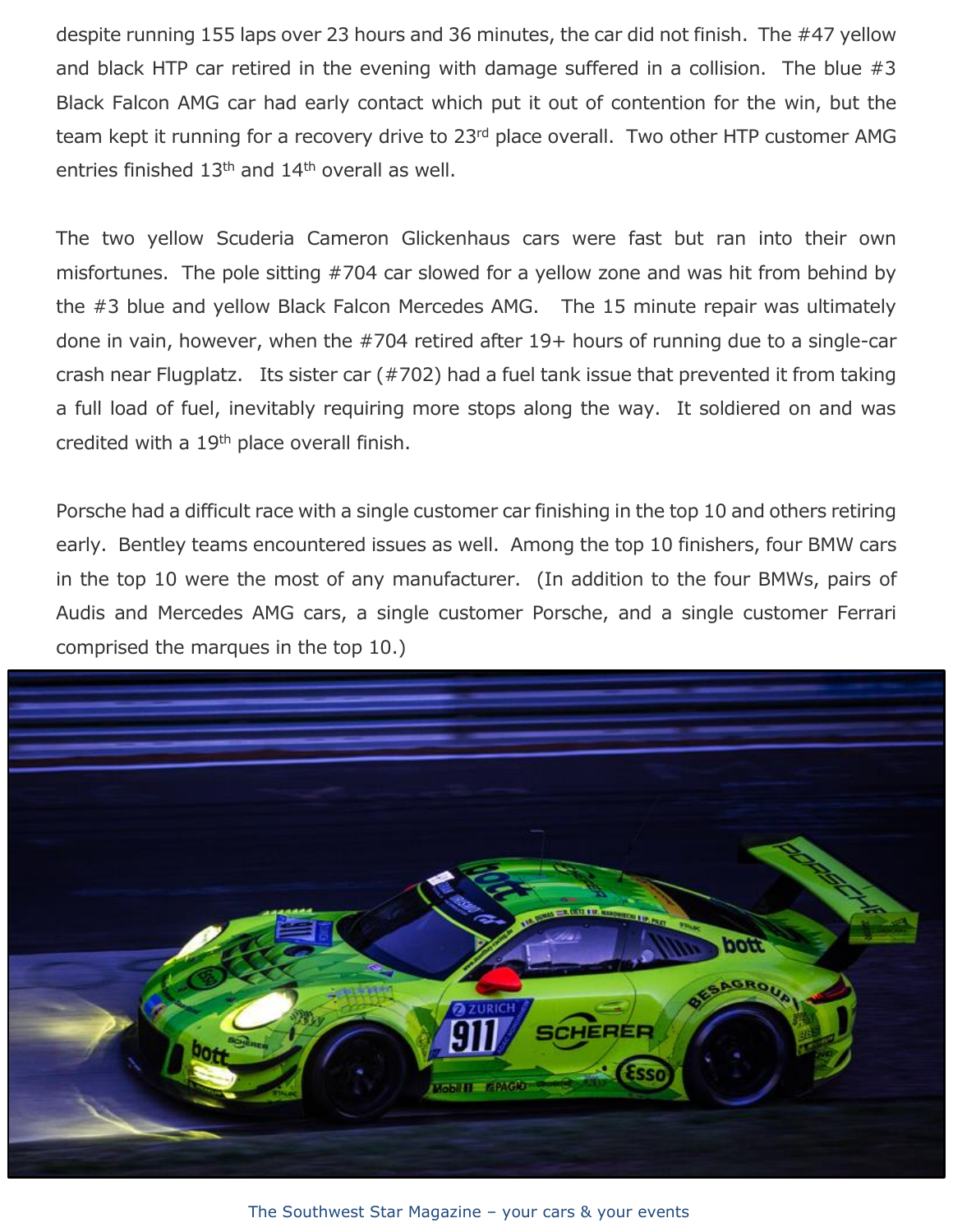despite running 155 laps over 23 hours and 36 minutes, the car did not finish. The #47 yellow and black HTP car retired in the evening with damage suffered in a collision. The blue #3 Black Falcon AMG car had early contact which put it out of contention for the win, but the team kept it running for a recovery drive to 23rd place overall. Two other HTP customer AMG entries finished 13th and 14th overall as well.

The two yellow Scuderia Cameron Glickenhaus cars were fast but ran into their own misfortunes. The pole sitting #704 car slowed for a yellow zone and was hit from behind by the #3 blue and yellow Black Falcon Mercedes AMG. The 15 minute repair was ultimately done in vain, however, when the #704 retired after 19+ hours of running due to a single-car crash near Flugplatz. Its sister car (#702) had a fuel tank issue that prevented it from taking a full load of fuel, inevitably requiring more stops along the way. It soldiered on and was credited with a 19th place overall finish.

Porsche had a difficult race with a single customer car finishing in the top 10 and others retiring early. Bentley teams encountered issues as well. Among the top 10 finishers, four BMW cars in the top 10 were the most of any manufacturer. (In addition to the four BMWs, pairs of Audis and Mercedes AMG cars, a single customer Porsche, and a single customer Ferrari comprised the marques in the top 10.)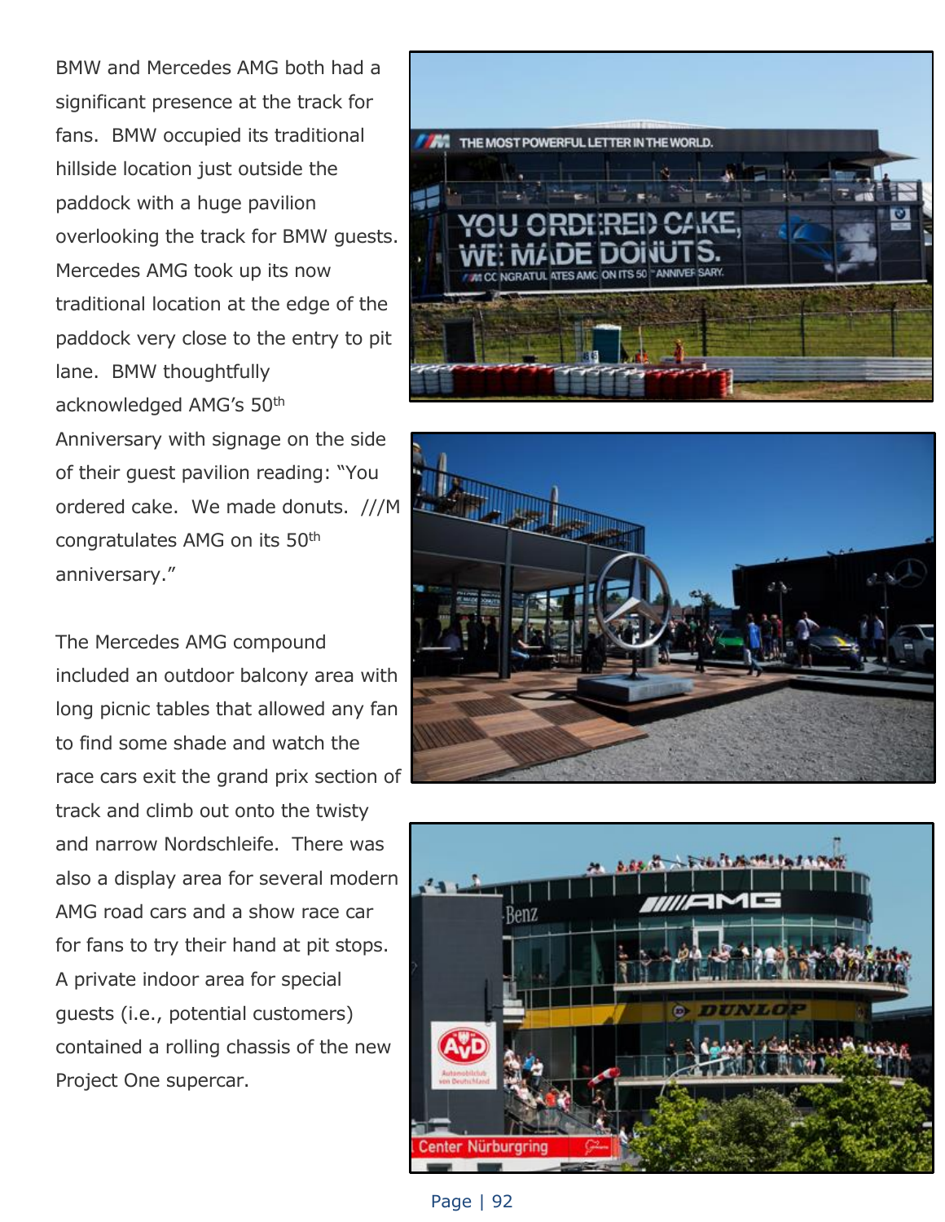BMW and Mercedes AMG both had a significant presence at the track for fans. BMW occupied its traditional hillside location just outside the paddock with a huge pavilion overlooking the track for BMW guests. Mercedes AMG took up its now traditional location at the edge of the paddock very close to the entry to pit lane. BMW thoughtfully acknowledged AMG's 50th Anniversary with signage on the side of their guest pavilion reading: "You ordered cake. We made donuts. ///M congratulates AMG on its 50th anniversary."

The Mercedes AMG compound included an outdoor balcony area with long picnic tables that allowed any fan to find some shade and watch the race cars exit the grand prix section of track and climb out onto the twisty and narrow Nordschleife. There was also a display area for several modern AMG road cars and a show race car for fans to try their hand at pit stops. A private indoor area for special guests (i.e., potential customers) contained a rolling chassis of the new Project One supercar.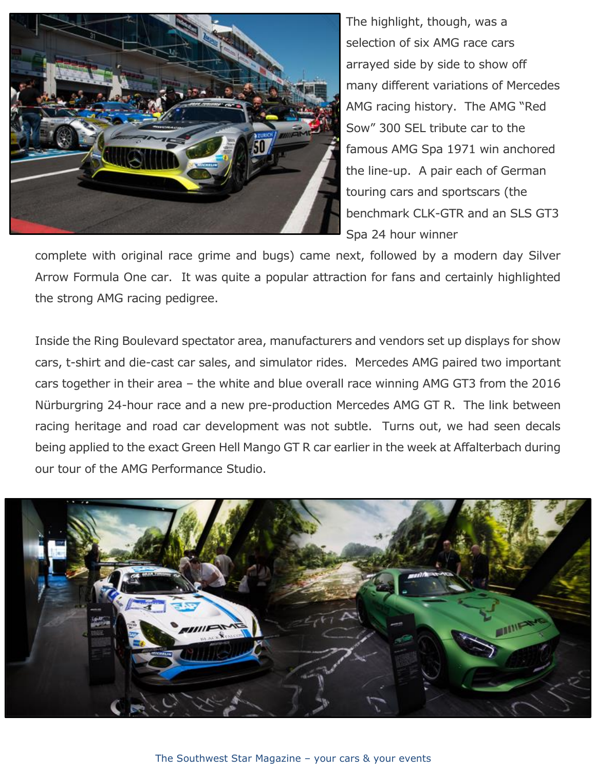The highlight, though, was a selection of six AMG race cars arrayed side by side to show off many different variations of Mercedes AMG racing history. The AMG "Red Sow" 300 SEL tribute car to the famous AMG Spa 1971 win anchored the line-up. A pair each of German touring cars and sportscars (the benchmark CLK-GTR and an SLS GT3 Spa 24 hour winner complete with original race grime and bugs) came next, followed by a modern day Silver Arrow Formula One car. It was quite a popular attraction for fans and certainly highlighted the strong AMG racing pedigree.

Inside the Ring Boulevard spectator area, manufacturers and vendors set up displays for show cars, t-shirt and die-cast car sales, and simulator rides. Mercedes AMG paired two important cars together in their area – the white and blue overall race winning AMG GT3 from the 2016 Nürburgring 24-hour race and a new pre-production Mercedes AMG GT R. The link between racing heritage and road car development was not subtle. Turns out, we had seen decals being applied to the exact Green Hell Mango GT R car earlier in the week at Affalterbach during our tour of the AMG Performance Studio.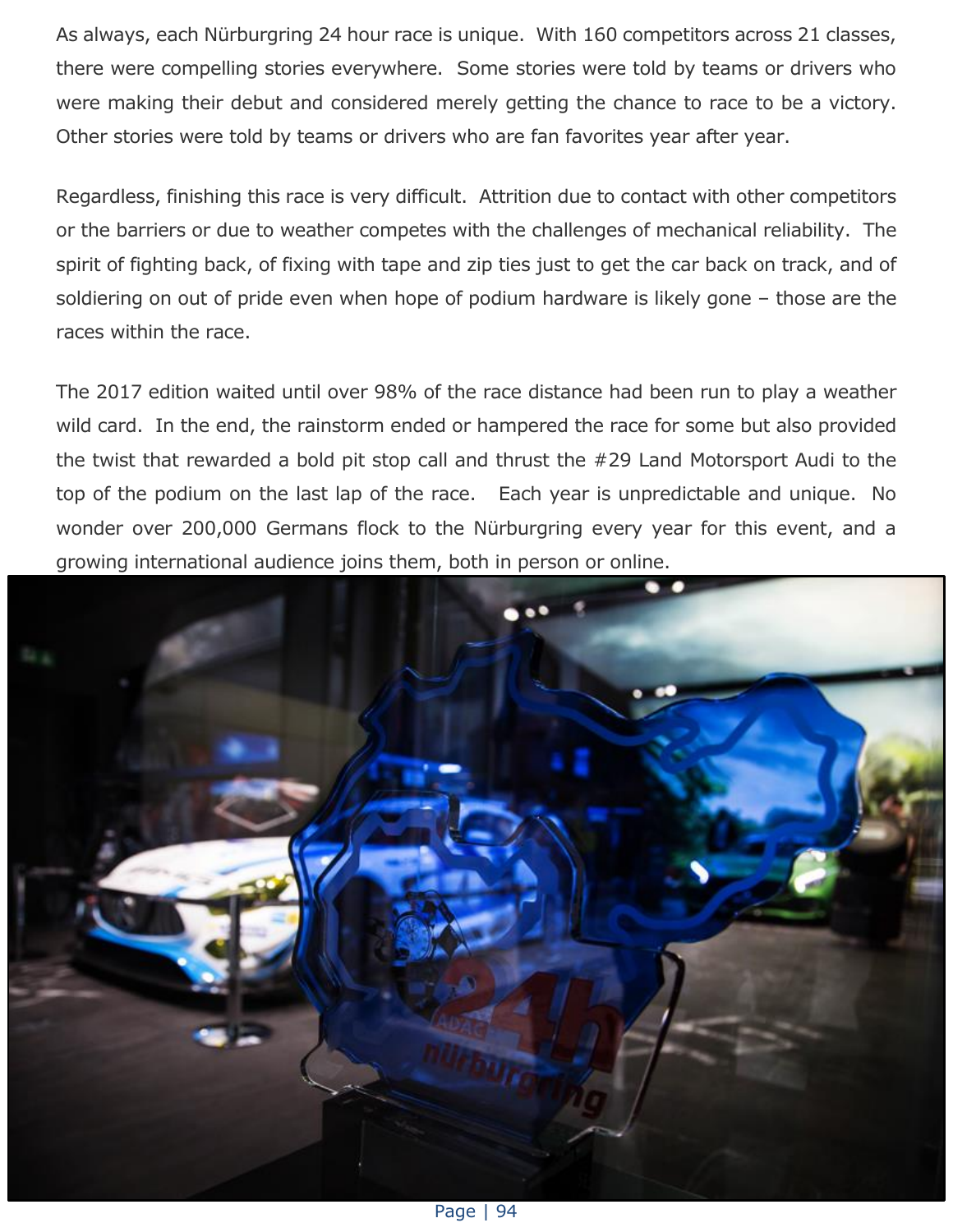As always, each Nürburgring 24 hour race is unique.  With 160 competitors across 21 classes, there were compelling stories everywhere.  Some stories were told by teams or drivers who were making their debut and considered merely getting the chance to race to be a victory.  Other stories were told by teams or drivers who are fan favorites year after year.

Regardless, finishing this race is very difficult.  Attrition due to contact with other competitors or the barriers or due to weather competes with the challenges of mechanical reliability.  The spirit of fighting back, of fixing with tape and zip ties just to get the car back on track, and of soldiering on out of pride even when hope of podium hardware is likely gone – those are the races within the race.

The 2017 edition waited until over 98% of the race distance had been run to play a weather wild card.  In the end, the rainstorm ended or hampered the race for some but also provided the twist that rewarded a bold pit stop call and thrust the #29 Land Motorsport Audi to the top of the podium on the last lap of the race.  Each year is unpredictable and unique.  No wonder over 200,000 Germans flock to the Nürburgring every year for this event, and a growing international audience joins them, both in person or online.